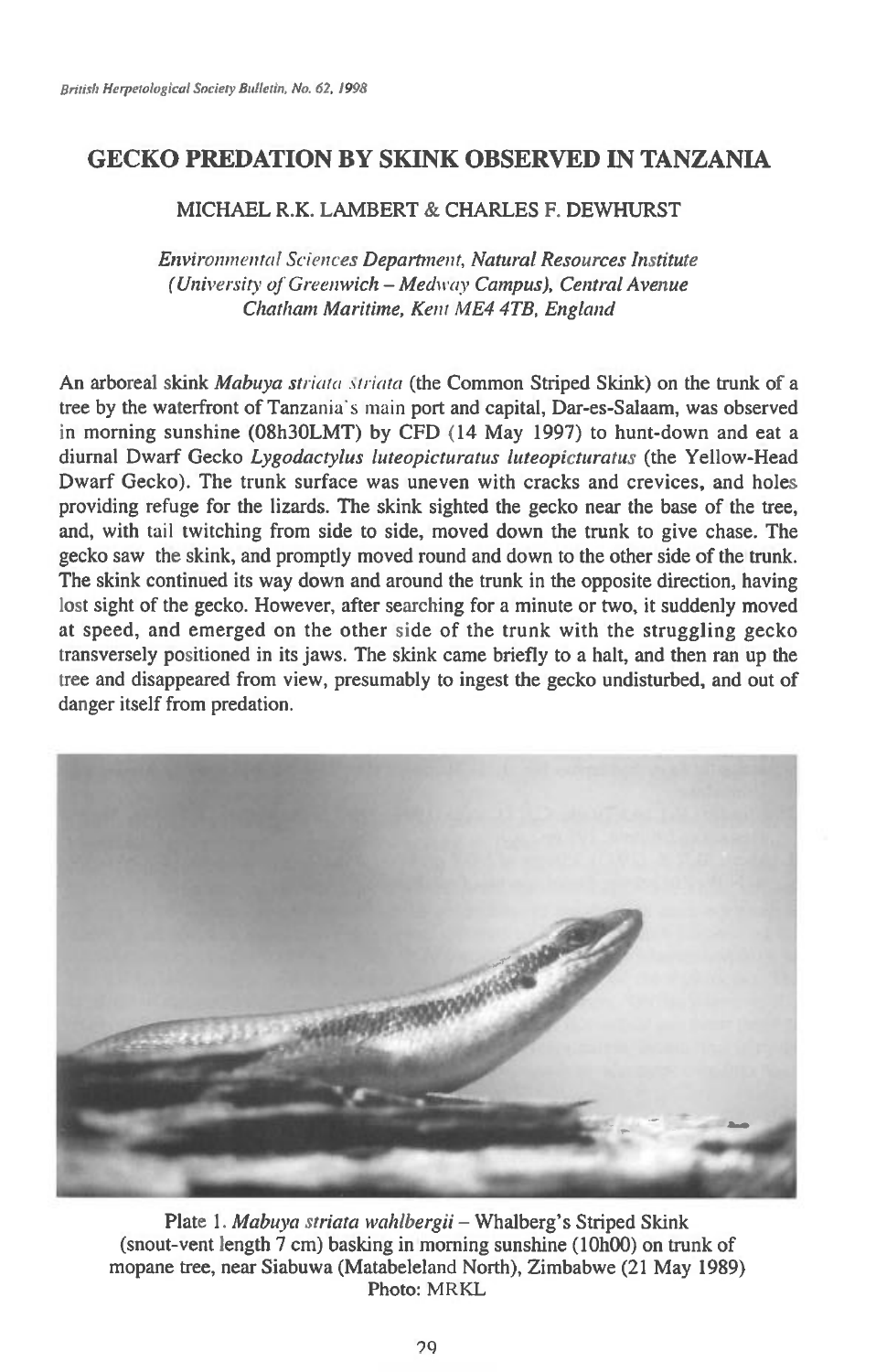# GECKO PREDATION BY SKINK OBSERVED IN TANZANIA

MICHAEL R.K. LAMBERT & CHARLES F. DEWHURST

*Environmental Sciences Department, Natural Resources Institute (University of Greenwich – Medway Campus), Central Avenue Chatham Maritime, Kent ME4 4TB, England*

An arboreal skink *Mabuya striata striata* (the Common Striped Skink) on the trunk of a tree by the waterfront of Tanzania's main port and capital, Dar-es-Salaam, was observed in morning sunshine (08h30LMT) by CFD (14 May 1997) to hunt-down and eat a diurnal Dwarf Gecko *Lygodactylus luteopicturatus luteopicturatus* (the Yellow-Head Dwarf Gecko). The trunk surface was uneven with cracks and crevices, and holes providing refuge for the lizards. The skink sighted the gecko near the base of the tree, and, with tail twitching from side to side, moved down the trunk to give chase. The gecko saw the skink, and promptly moved round and down to the other side of the trunk. The skink continued its way down and around the trunk in the opposite direction, having lost sight of the gecko. However, after searching for a minute or two, it suddenly moved at speed, and emerged on the other side of the trunk with the struggling gecko transversely positioned in its jaws. The skink came briefly to a halt, and then ran up the tree and disappeared from view, presumably to ingest the gecko undisturbed, and out of danger itself from predation.

Plate 1. *Mabuya striata wahlbergii* – Whalberg's Striped Skink (snout-vent length 7 cm) basking in morning sunshine (10h00) on trunk of mopane tree, near Siabuwa (Matabeleland North), Zimbabwe (21 May 1989) Photo: MRKL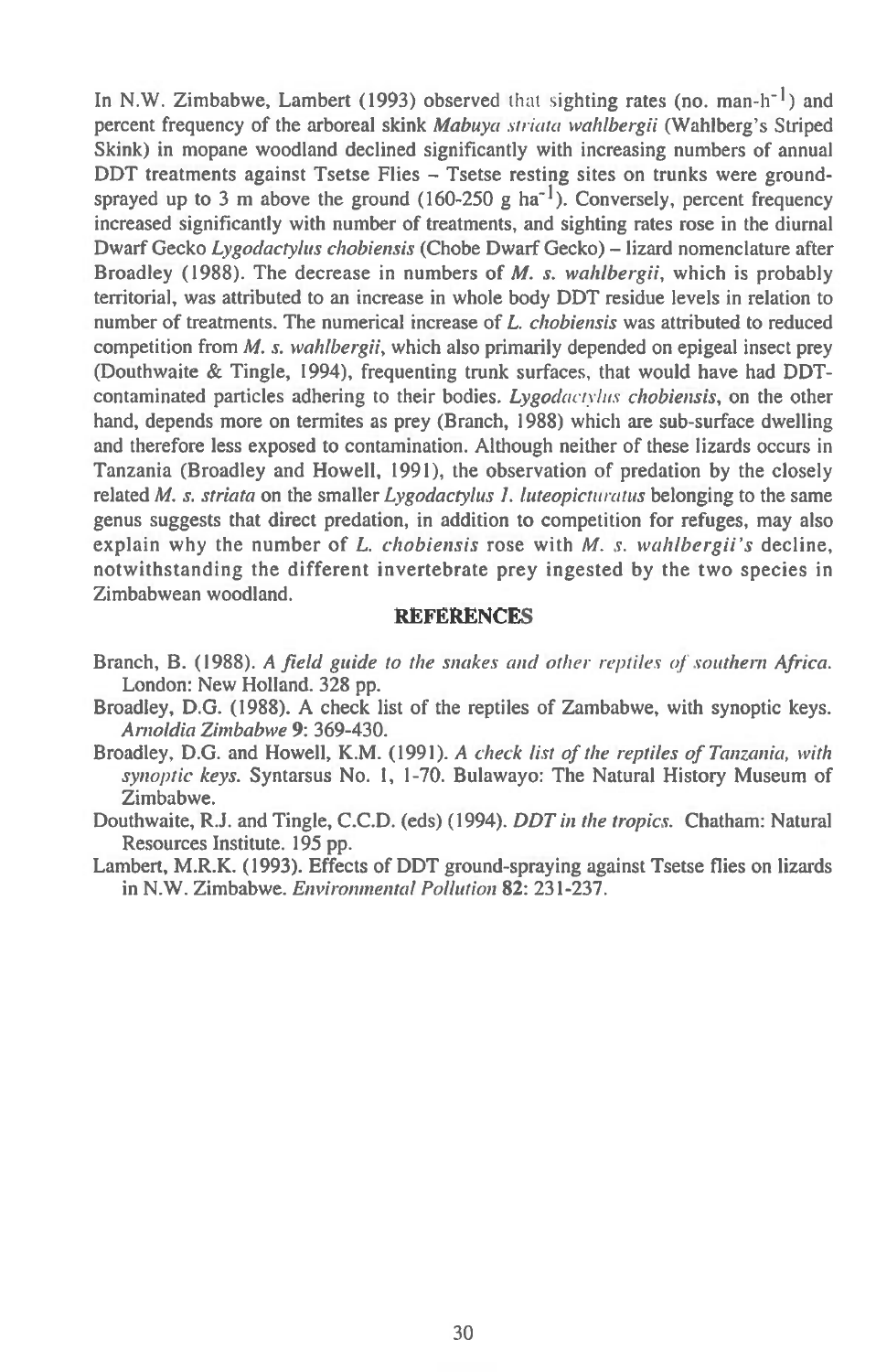In N.W. Zimbabwe, Lambert (1993) observed that sighting rates (no. man-$h^{-1}$) and percent frequency of the arboreal skink *Mabuya striata wahlbergii* (Wahlberg's Striped Skink) in mopane woodland declined significantly with increasing numbers of annual DDT treatments against Tsetse Flies – Tsetse resting sites on trunks were ground-sprayed up to 3 m above the ground (160-250 g $ha^{-1}$). Conversely, percent frequency increased significantly with number of treatments, and sighting rates rose in the diurnal Dwarf Gecko *Lygodactylus chobiensis* (Chobe Dwarf Gecko) – lizard nomenclature after Broadley (1988). The decrease in numbers of *M. s. wahlbergii*, which is probably territorial, was attributed to an increase in whole body DDT residue levels in relation to number of treatments. The numerical increase of *L. chobiensis* was attributed to reduced competition from *M. s. wahlbergii*, which also primarily depended on epigeal insect prey (Douthwaite & Tingle, 1994), frequenting trunk surfaces, that would have had DDT-contaminated particles adhering to their bodies. *Lygodactylus chobiensis*, on the other hand, depends more on termites as prey (Branch, 1988) which are sub-surface dwelling and therefore less exposed to contamination. Although neither of these lizards occurs in Tanzania (Broadley and Howell, 1991), the observation of predation by the closely related *M. s. striata* on the smaller *Lygodactylus l. luteopicturatus* belonging to the same genus suggests that direct predation, in addition to competition for refuges, may also explain why the number of *L. chobiensis* rose with *M. s. wahlbergii's* decline, notwithstanding the different invertebrate prey ingested by the two species in Zimbabwean woodland.

## REFERENCES

Branch, B. (1988). *A field guide to the snakes and other reptiles of southern Africa.* London: New Holland. 328 pp.

Broadley, D.G. (1988). A check list of the reptiles of Zambabwe, with synoptic keys. *Arnoldia Zimbabwe* **9**: 369-430.

Broadley, D.G. and Howell, K.M. (1991). *A check list of the reptiles of Tanzania, with synoptic keys.* Syntarsus No. 1, 1-70. Bulawayo: The Natural History Museum of Zimbabwe.

Douthwaite, R.J. and Tingle, C.C.D. (eds) (1994). *DDT in the tropics.* Chatham: Natural Resources Institute. 195 pp.

Lambert, M.R.K. (1993). Effects of DDT ground-spraying against Tsetse flies on lizards in N.W. Zimbabwe. *Environmental Pollution* **82**: 231-237.